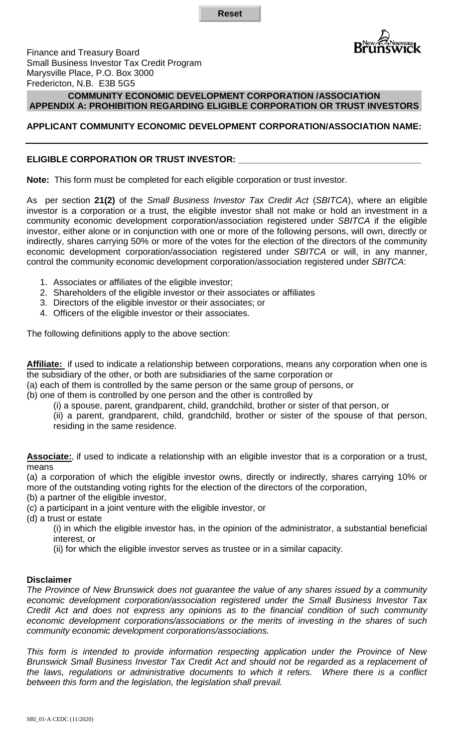Reset

Finance and Treasury Board
Small Business Investor Tax Credit Program
Marysville Place, P.O. Box 3000
Fredericton, N.B. E3B 5G5

## COMMUNITY ECONOMIC DEVELOPMENT CORPORATION /ASSOCIATION
## APPENDIX A: PROHIBITION REGARDING ELIGIBLE CORPORATION OR TRUST INVESTORS

**APPLICANT COMMUNITY ECONOMIC DEVELOPMENT CORPORATION/ASSOCIATION NAME:**

---

**ELIGIBLE CORPORATION OR TRUST INVESTOR:** ___________________________________

**Note:** This form must be completed for each eligible corporation or trust investor.

As per section **21(2)** of the *Small Business Investor Tax Credit Act* (*SBITCA*), where an eligible investor is a corporation or a trust, the eligible investor shall not make or hold an investment in a community economic development corporation/association registered under *SBITCA* if the eligible investor, either alone or in conjunction with one or more of the following persons, will own, directly or indirectly, shares carrying 50% or more of the votes for the election of the directors of the community economic development corporation/association registered under *SBITCA* or will, in any manner, control the community economic development corporation/association registered under *SBITCA*:

1. Associates or affiliates of the eligible investor;
2. Shareholders of the eligible investor or their associates or affiliates
3. Directors of the eligible investor or their associates; or
4. Officers of the eligible investor or their associates.

The following definitions apply to the above section:

**Affiliate:** if used to indicate a relationship between corporations, means any corporation when one is the subsidiary of the other, or both are subsidiaries of the same corporation or
(a) each of them is controlled by the same person or the same group of persons, or
(b) one of them is controlled by one person and the other is controlled by
  (i) a spouse, parent, grandparent, child, grandchild, brother or sister of that person, or
  (ii) a parent, grandparent, child, grandchild, brother or sister of the spouse of that person, residing in the same residence.

**Associate:**, if used to indicate a relationship with an eligible investor that is a corporation or a trust, means
(a) a corporation of which the eligible investor owns, directly or indirectly, shares carrying 10% or more of the outstanding voting rights for the election of the directors of the corporation,
(b) a partner of the eligible investor,
(c) a participant in a joint venture with the eligible investor, or
(d) a trust or estate
  (i) in which the eligible investor has, in the opinion of the administrator, a substantial beneficial interest, or
  (ii) for which the eligible investor serves as trustee or in a similar capacity.

**Disclaimer**

*The Province of New Brunswick does not guarantee the value of any shares issued by a community economic development corporation/association registered under the Small Business Investor Tax Credit Act and does not express any opinions as to the financial condition of such community economic development corporations/associations or the merits of investing in the shares of such community economic development corporations/associations.*

*This form is intended to provide information respecting application under the Province of New Brunswick Small Business Investor Tax Credit Act and should not be regarded as a replacement of the laws, regulations or administrative documents to which it refers. Where there is a conflict between this form and the legislation, the legislation shall prevail.*

SBI_01-A CEDC (11/2020)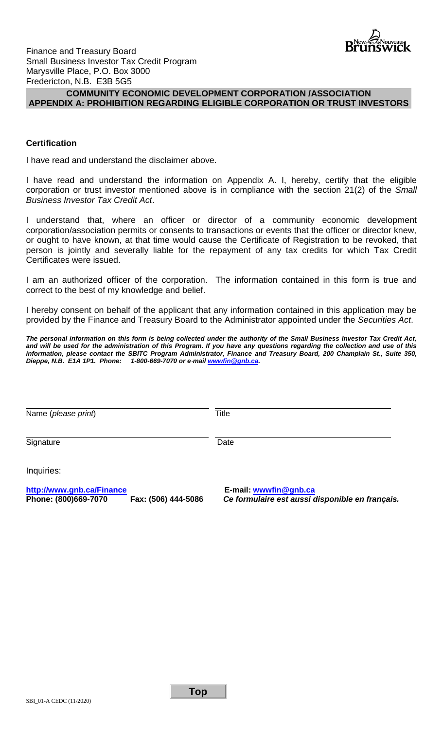Finance and Treasury Board
Small Business Investor Tax Credit Program
Marysville Place, P.O. Box 3000
Fredericton, N.B. E3B 5G5

## COMMUNITY ECONOMIC DEVELOPMENT CORPORATION /ASSOCIATION
## APPENDIX A: PROHIBITION REGARDING ELIGIBLE CORPORATION OR TRUST INVESTORS

### Certification

I have read and understand the disclaimer above.

I have read and understand the information on Appendix A. I, hereby, certify that the eligible corporation or trust investor mentioned above is in compliance with the section 21(2) of the *Small Business Investor Tax Credit Act*.

I understand that, where an officer or director of a community economic development corporation/association permits or consents to transactions or events that the officer or director knew, or ought to have known, at that time would cause the Certificate of Registration to be revoked, that person is jointly and severally liable for the repayment of any tax credits for which Tax Credit Certificates were issued.

I am an authorized officer of the corporation. The information contained in this form is true and correct to the best of my knowledge and belief.

I hereby consent on behalf of the applicant that any information contained in this application may be provided by the Finance and Treasury Board to the Administrator appointed under the *Securities Act*.

***The personal information on this form is being collected under the authority of the Small Business Investor Tax Credit Act, and will be used for the administration of this Program. If you have any questions regarding the collection and use of this information, please contact the SBITC Program Administrator, Finance and Treasury Board, 200 Champlain St., Suite 350, Dieppe, N.B. E1A 1P1. Phone: 1-800-669-7070 or e-mail wwwfin@gnb.ca.***

Name (*please print*) ______________________ Title ______________________

Signature ______________________ Date ______________________

Inquiries:

**http://www.gnb.ca/Finance** **E-mail: wwwfin@gnb.ca**
**Phone: (800)669-7070** **Fax: (506) 444-5086** ***Ce formulaire est aussi disponible en français.***

**Top**

SBI_01-A CEDC (11/2020)